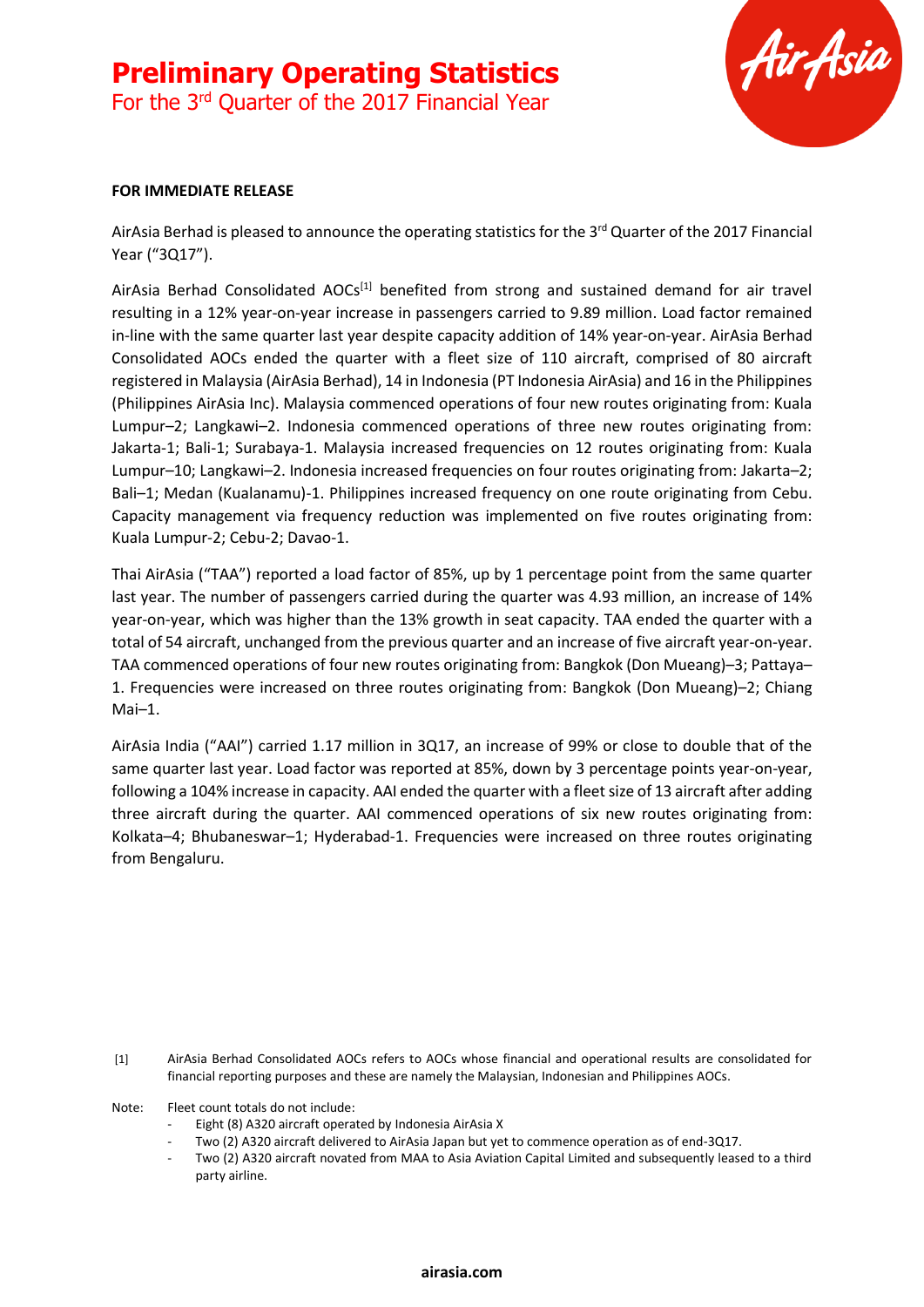# Preliminary Operating Statistics

For the 3rd Quarter of the 2017 Financial Year

**FOR IMMEDIATE RELEASE**

AirAsia Berhad is pleased to announce the operating statistics for the 3rd Quarter of the 2017 Financial Year ("3Q17").

AirAsia Berhad Consolidated AOCs[1] benefited from strong and sustained demand for air travel resulting in a 12% year-on-year increase in passengers carried to 9.89 million. Load factor remained in-line with the same quarter last year despite capacity addition of 14% year-on-year. AirAsia Berhad Consolidated AOCs ended the quarter with a fleet size of 110 aircraft, comprised of 80 aircraft registered in Malaysia (AirAsia Berhad), 14 in Indonesia (PT Indonesia AirAsia) and 16 in the Philippines (Philippines AirAsia Inc). Malaysia commenced operations of four new routes originating from: Kuala Lumpur–2; Langkawi–2. Indonesia commenced operations of three new routes originating from: Jakarta-1; Bali-1; Surabaya-1. Malaysia increased frequencies on 12 routes originating from: Kuala Lumpur–10; Langkawi–2. Indonesia increased frequencies on four routes originating from: Jakarta–2; Bali–1; Medan (Kualanamu)-1. Philippines increased frequency on one route originating from Cebu. Capacity management via frequency reduction was implemented on five routes originating from: Kuala Lumpur-2; Cebu-2; Davao-1.

Thai AirAsia ("TAA") reported a load factor of 85%, up by 1 percentage point from the same quarter last year. The number of passengers carried during the quarter was 4.93 million, an increase of 14% year-on-year, which was higher than the 13% growth in seat capacity. TAA ended the quarter with a total of 54 aircraft, unchanged from the previous quarter and an increase of five aircraft year-on-year. TAA commenced operations of four new routes originating from: Bangkok (Don Mueang)–3; Pattaya–1. Frequencies were increased on three routes originating from: Bangkok (Don Mueang)–2; Chiang Mai–1.

AirAsia India ("AAI") carried 1.17 million in 3Q17, an increase of 99% or close to double that of the same quarter last year. Load factor was reported at 85%, down by 3 percentage points year-on-year, following a 104% increase in capacity. AAI ended the quarter with a fleet size of 13 aircraft after adding three aircraft during the quarter. AAI commenced operations of six new routes originating from: Kolkata–4; Bhubaneswar–1; Hyderabad-1. Frequencies were increased on three routes originating from Bengaluru.

[1] AirAsia Berhad Consolidated AOCs refers to AOCs whose financial and operational results are consolidated for financial reporting purposes and these are namely the Malaysian, Indonesian and Philippines AOCs.

Note: Fleet count totals do not include:

- Eight (8) A320 aircraft operated by Indonesia AirAsia X
- Two (2) A320 aircraft delivered to AirAsia Japan but yet to commence operation as of end-3Q17.
- Two (2) A320 aircraft novated from MAA to Asia Aviation Capital Limited and subsequently leased to a third party airline.

**airasia.com**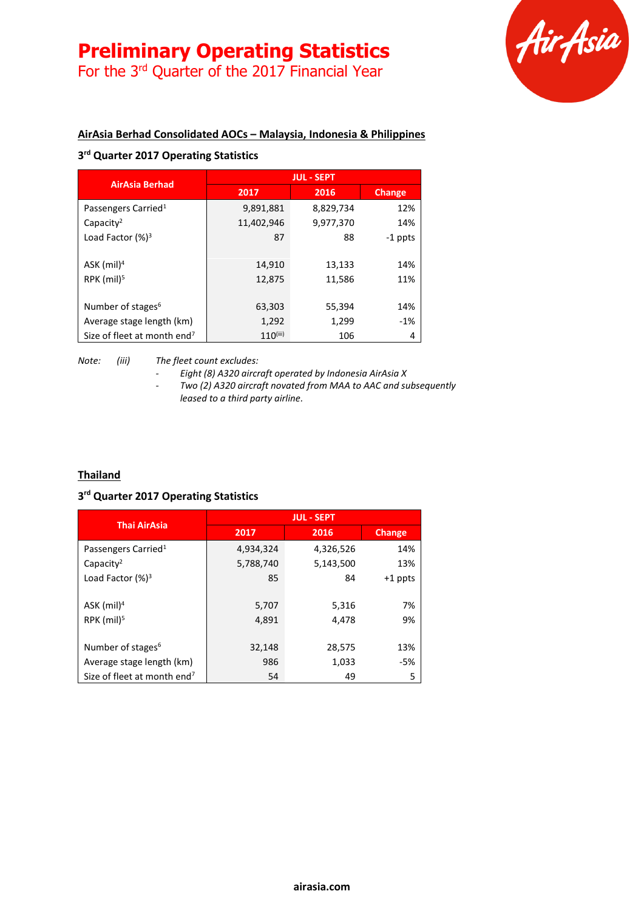# Preliminary Operating Statistics

For the 3rd Quarter of the 2017 Financial Year

## AirAsia Berhad Consolidated AOCs – Malaysia, Indonesia & Philippines

### 3rd Quarter 2017 Operating Statistics

| AirAsia Berhad | JUL - SEPT | | |
|---|---|---|---|
| | 2017 | 2016 | Change |
| Passengers Carried[1] | 9,891,881 | 8,829,734 | 12% |
| Capacity[2] | 11,402,946 | 9,977,370 | 14% |
| Load Factor (%)[3] | 87 | 88 | -1 ppts |
| | | | |
| ASK (mil)[4] | 14,910 | 13,133 | 14% |
| RPK (mil)[5] | 12,875 | 11,586 | 11% |
| | | | |
| Number of stages[6] | 63,303 | 55,394 | 14% |
| Average stage length (km) | 1,292 | 1,299 | -1% |
| Size of fleet at month end[7] | 110[(iii)] | 106 | 4 |

*Note: (iii) The fleet count excludes:*

- *Eight (8) A320 aircraft operated by Indonesia AirAsia X*
- *Two (2) A320 aircraft novated from MAA to AAC and subsequently leased to a third party airline.*

## Thailand

### 3rd Quarter 2017 Operating Statistics

| Thai AirAsia | JUL - SEPT | | |
|---|---|---|---|
| | 2017 | 2016 | Change |
| Passengers Carried[1] | 4,934,324 | 4,326,526 | 14% |
| Capacity[2] | 5,788,740 | 5,143,500 | 13% |
| Load Factor (%)[3] | 85 | 84 | +1 ppts |
| | | | |
| ASK (mil)[4] | 5,707 | 5,316 | 7% |
| RPK (mil)[5] | 4,891 | 4,478 | 9% |
| | | | |
| Number of stages[6] | 32,148 | 28,575 | 13% |
| Average stage length (km) | 986 | 1,033 | -5% |
| Size of fleet at month end[7] | 54 | 49 | 5 |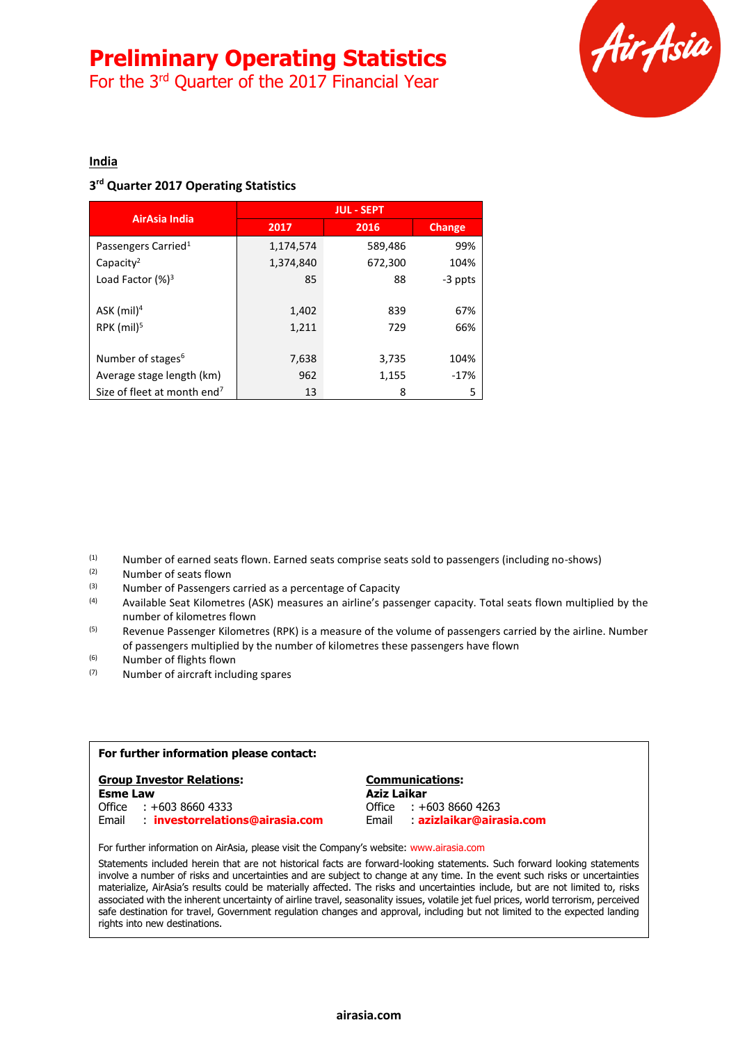# Preliminary Operating Statistics

For the 3rd Quarter of the 2017 Financial Year

## India

### 3rd Quarter 2017 Operating Statistics

| AirAsia India | JUL - SEPT | | |
|---|---|---|---|
| | 2017 | 2016 | Change |
| Passengers Carried[1] | 1,174,574 | 589,486 | 99% |
| Capacity[2] | 1,374,840 | 672,300 | 104% |
| Load Factor (%)[3] | 85 | 88 | -3 ppts |
| | | | |
| ASK (mil)[4] | 1,402 | 839 | 67% |
| RPK (mil)[5] | 1,211 | 729 | 66% |
| | | | |
| Number of stages[6] | 7,638 | 3,735 | 104% |
| Average stage length (km) | 962 | 1,155 | -17% |
| Size of fleet at month end[7] | 13 | 8 | 5 |

(1) Number of earned seats flown. Earned seats comprise seats sold to passengers (including no-shows)
(2) Number of seats flown
(3) Number of Passengers carried as a percentage of Capacity
(4) Available Seat Kilometres (ASK) measures an airline's passenger capacity. Total seats flown multiplied by the number of kilometres flown
(5) Revenue Passenger Kilometres (RPK) is a measure of the volume of passengers carried by the airline. Number of passengers multiplied by the number of kilometres these passengers have flown
(6) Number of flights flown
(7) Number of aircraft including spares

**For further information please contact:**

**Group Investor Relations:**
**Esme Law**
Office : +603 8660 4333
Email : **investorrelations@airasia.com**

**Communications:**
**Aziz Laikar**
Office : +603 8660 4263
Email : **azizlaikar@airasia.com**

For further information on AirAsia, please visit the Company's website: www.airasia.com

Statements included herein that are not historical facts are forward-looking statements. Such forward looking statements involve a number of risks and uncertainties and are subject to change at any time. In the event such risks or uncertainties materialize, AirAsia's results could be materially affected. The risks and uncertainties include, but are not limited to, risks associated with the inherent uncertainty of airline travel, seasonality issues, volatile jet fuel prices, world terrorism, perceived safe destination for travel, Government regulation changes and approval, including but not limited to the expected landing rights into new destinations.